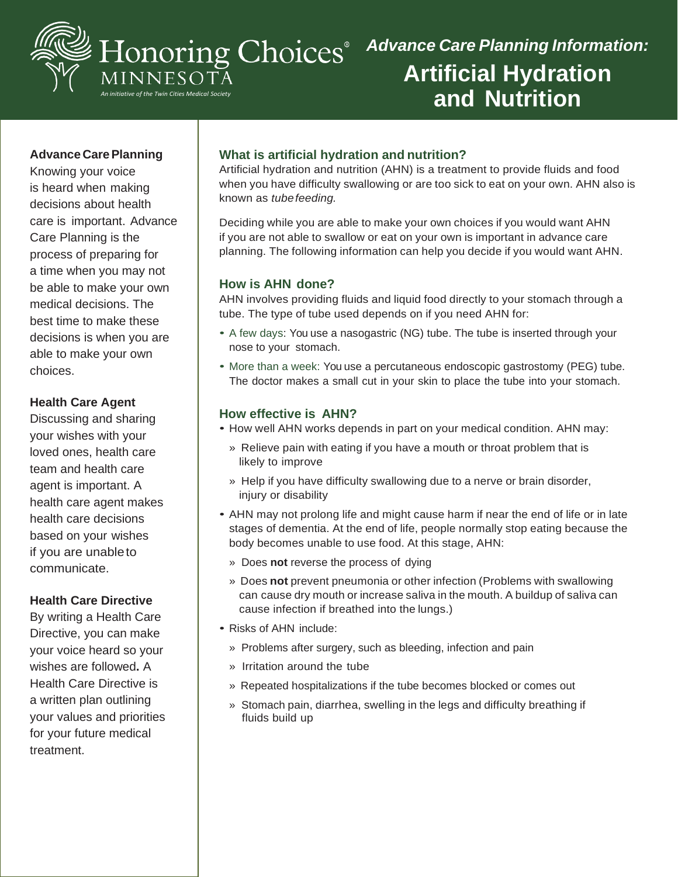Honoring Choices® MINNESOTA

*An initiative of the Twin Cities Medical Society*

*Advance Care Planning Information:*

# Artificial Hydration and Nutrition

**Advance Care Planning**

Knowing your voice is heard when making decisions about health care is important. Advance Care Planning is the process of preparing for a time when you may not be able to make your own medical decisions. The best time to make these decisions is when you are able to make your own choices.

**Health Care Agent**

Discussing and sharing your wishes with your loved ones, health care team and health care agent is important. A health care agent makes health care decisions based on your wishes if you are unable to communicate.

**Health Care Directive**

By writing a Health Care Directive, you can make your voice heard so your wishes are followed**.** A Health Care Directive is a written plan outlining your values and priorities for your future medical treatment.

## What is artificial hydration and nutrition?

Artificial hydration and nutrition (AHN) is a treatment to provide fluids and food when you have difficulty swallowing or are too sick to eat on your own. AHN also is known as *tube feeding.*

Deciding while you are able to make your own choices if you would want AHN if you are not able to swallow or eat on your own is important in advance care planning. The following information can help you decide if you would want AHN.

## How is AHN done?

AHN involves providing fluids and liquid food directly to your stomach through a tube. The type of tube used depends on if you need AHN for:

- A few days: You use a nasogastric (NG) tube. The tube is inserted through your nose to your stomach.
- More than a week: You use a percutaneous endoscopic gastrostomy (PEG) tube. The doctor makes a small cut in your skin to place the tube into your stomach.

## How effective is AHN?

- How well AHN works depends in part on your medical condition. AHN may:
  - Relieve pain with eating if you have a mouth or throat problem that is likely to improve
  - Help if you have difficulty swallowing due to a nerve or brain disorder, injury or disability
- AHN may not prolong life and might cause harm if near the end of life or in late stages of dementia. At the end of life, people normally stop eating because the body becomes unable to use food. At this stage, AHN:
  - Does **not** reverse the process of dying
  - Does **not** prevent pneumonia or other infection (Problems with swallowing can cause dry mouth or increase saliva in the mouth. A buildup of saliva can cause infection if breathed into the lungs.)
- Risks of AHN include:
  - Problems after surgery, such as bleeding, infection and pain
  - Irritation around the tube
  - Repeated hospitalizations if the tube becomes blocked or comes out
  - Stomach pain, diarrhea, swelling in the legs and difficulty breathing if fluids build up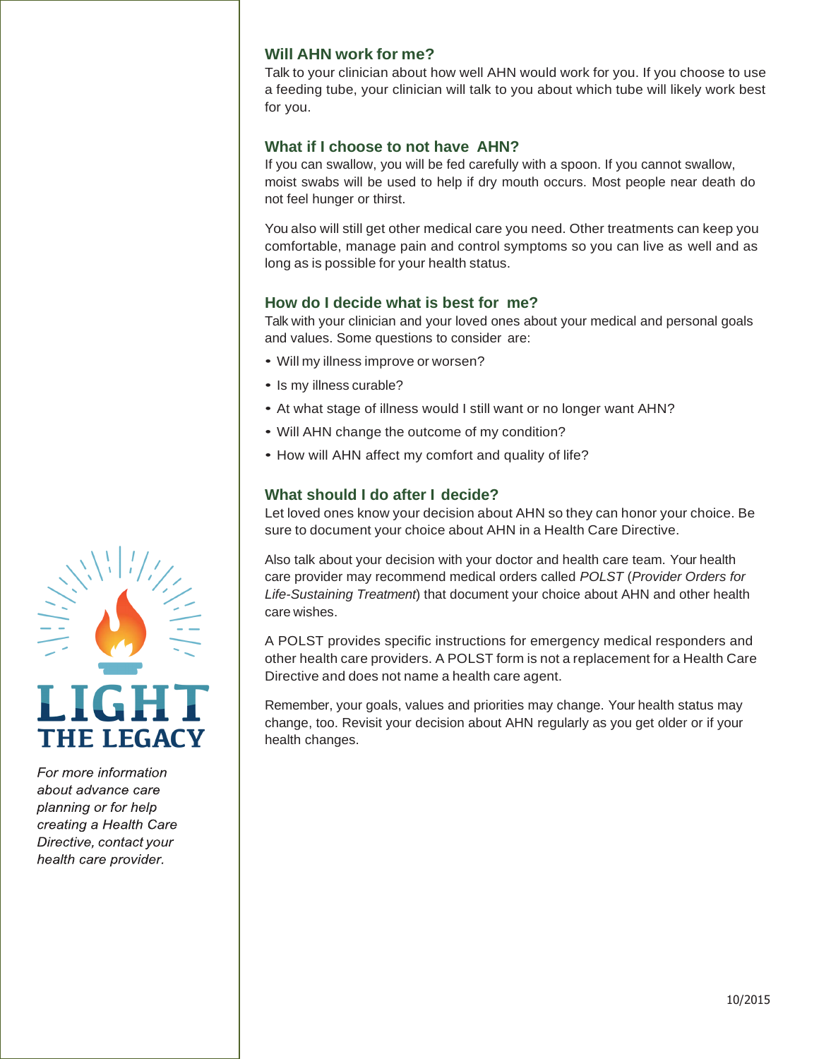## Will AHN work for me?

Talk to your clinician about how well AHN would work for you. If you choose to use a feeding tube, your clinician will talk to you about which tube will likely work best for you.

## What if I choose to not have AHN?

If you can swallow, you will be fed carefully with a spoon. If you cannot swallow, moist swabs will be used to help if dry mouth occurs. Most people near death do not feel hunger or thirst.

You also will still get other medical care you need. Other treatments can keep you comfortable, manage pain and control symptoms so you can live as well and as long as is possible for your health status.

## How do I decide what is best for me?

Talk with your clinician and your loved ones about your medical and personal goals and values. Some questions to consider are:

- Will my illness improve or worsen?
- Is my illness curable?
- At what stage of illness would I still want or no longer want AHN?
- Will AHN change the outcome of my condition?
- How will AHN affect my comfort and quality of life?

## What should I do after I decide?

Let loved ones know your decision about AHN so they can honor your choice. Be sure to document your choice about AHN in a Health Care Directive.

Also talk about your decision with your doctor and health care team. Your health care provider may recommend medical orders called *POLST* (*Provider Orders for Life-Sustaining Treatment*) that document your choice about AHN and other health care wishes.

A POLST provides specific instructions for emergency medical responders and other health care providers. A POLST form is not a replacement for a Health Care Directive and does not name a health care agent.

Remember, your goals, values and priorities may change. Your health status may change, too. Revisit your decision about AHN regularly as you get older or if your health changes.

LIGHT THE LEGACY

*For more information about advance care planning or for help creating a Health Care Directive, contact your health care provider.*

10/2015